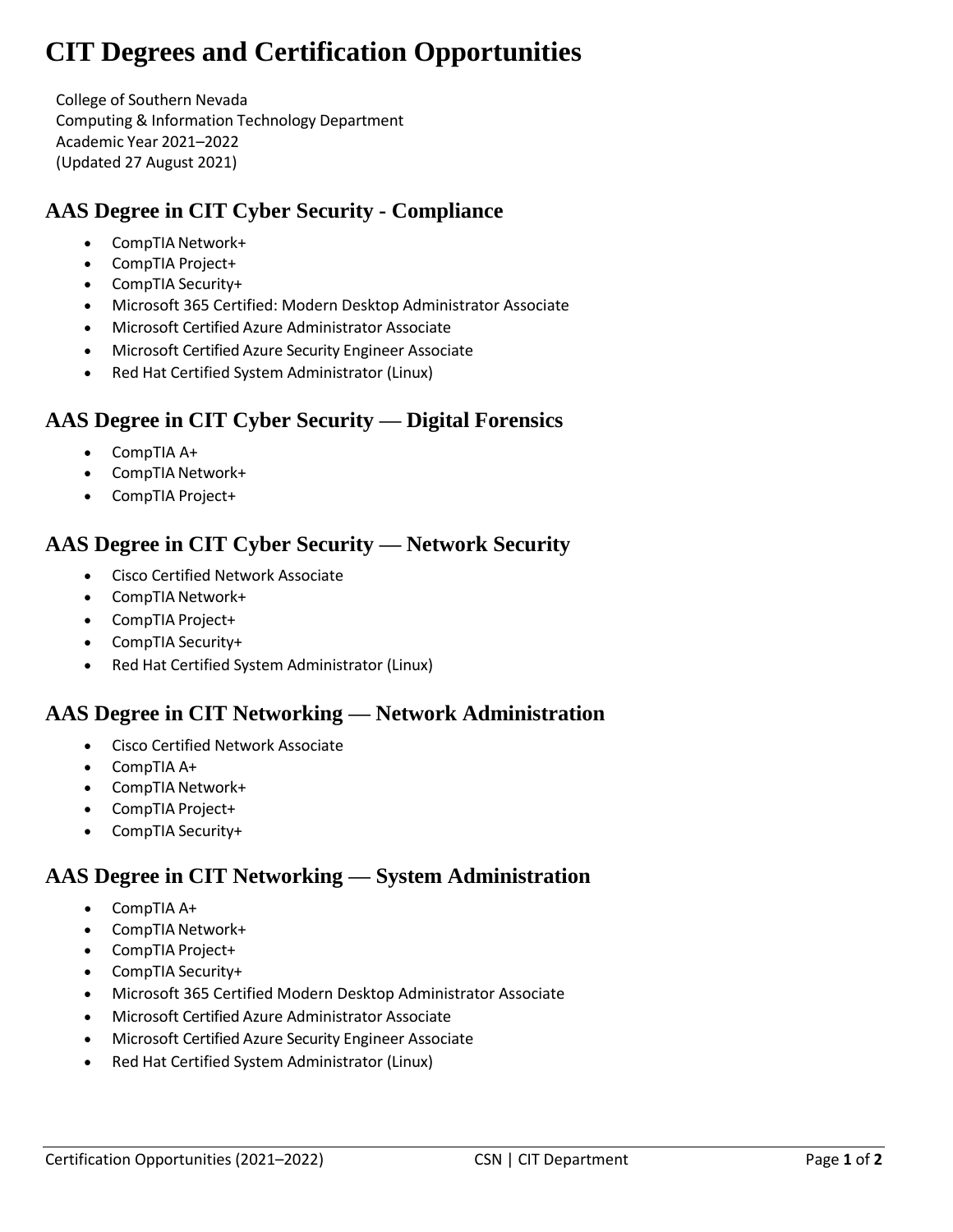# CIT Degrees and Certification Opportunities

College of Southern Nevada
Computing & Information Technology Department
Academic Year 2021–2022
(Updated 27 August 2021)

## AAS Degree in CIT Cyber Security - Compliance

- CompTIA Network+
- CompTIA Project+
- CompTIA Security+
- Microsoft 365 Certified: Modern Desktop Administrator Associate
- Microsoft Certified Azure Administrator Associate
- Microsoft Certified Azure Security Engineer Associate
- Red Hat Certified System Administrator (Linux)

## AAS Degree in CIT Cyber Security — Digital Forensics

- CompTIA A+
- CompTIA Network+
- CompTIA Project+

## AAS Degree in CIT Cyber Security — Network Security

- Cisco Certified Network Associate
- CompTIA Network+
- CompTIA Project+
- CompTIA Security+
- Red Hat Certified System Administrator (Linux)

## AAS Degree in CIT Networking — Network Administration

- Cisco Certified Network Associate
- CompTIA A+
- CompTIA Network+
- CompTIA Project+
- CompTIA Security+

## AAS Degree in CIT Networking — System Administration

- CompTIA A+
- CompTIA Network+
- CompTIA Project+
- CompTIA Security+
- Microsoft 365 Certified Modern Desktop Administrator Associate
- Microsoft Certified Azure Administrator Associate
- Microsoft Certified Azure Security Engineer Associate
- Red Hat Certified System Administrator (Linux)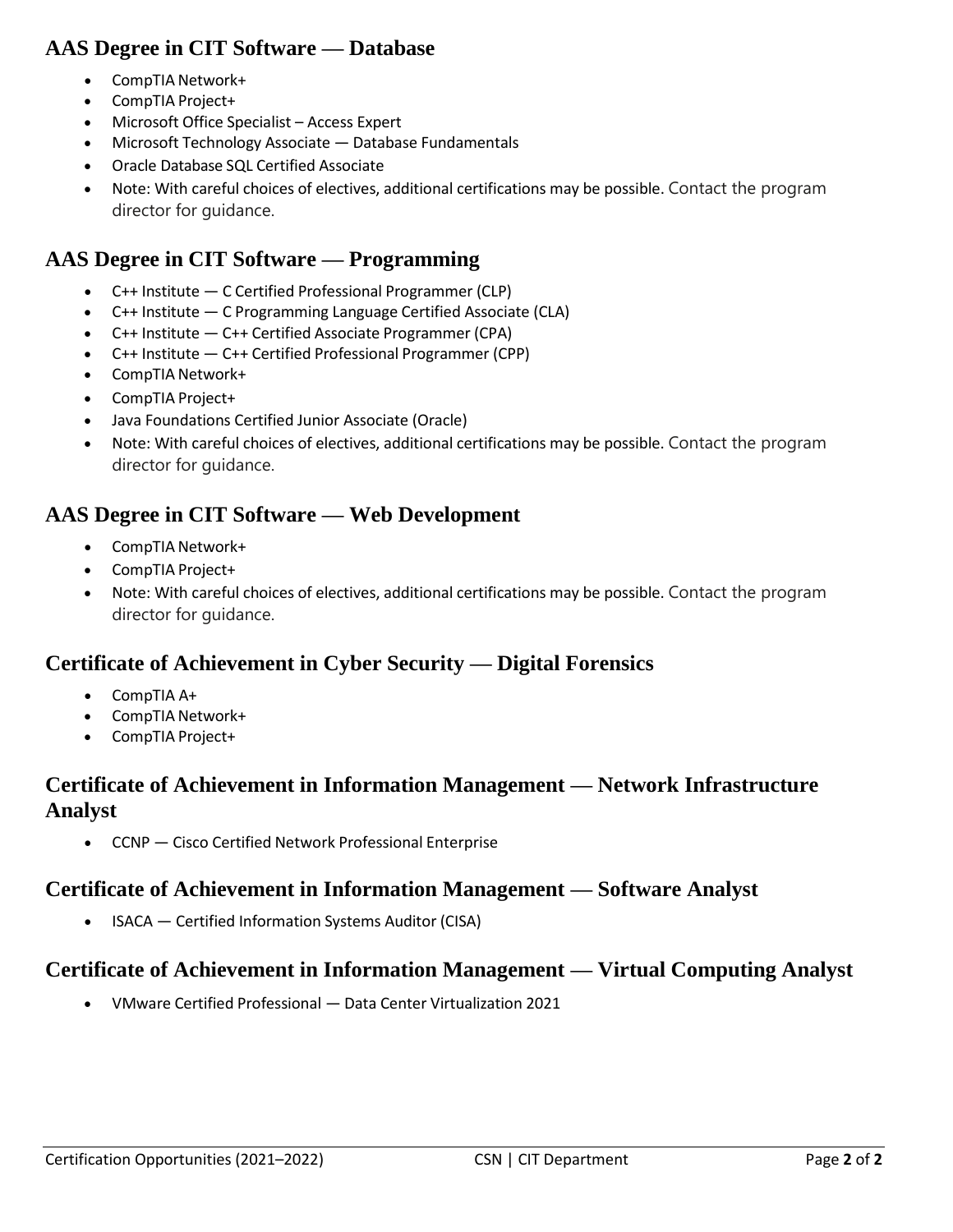## AAS Degree in CIT Software — Database

- CompTIA Network+
- CompTIA Project+
- Microsoft Office Specialist – Access Expert
- Microsoft Technology Associate — Database Fundamentals
- Oracle Database SQL Certified Associate
- Note: With careful choices of electives, additional certifications may be possible. Contact the program director for guidance.

## AAS Degree in CIT Software — Programming

- C++ Institute — C Certified Professional Programmer (CLP)
- C++ Institute — C Programming Language Certified Associate (CLA)
- C++ Institute — C++ Certified Associate Programmer (CPA)
- C++ Institute — C++ Certified Professional Programmer (CPP)
- CompTIA Network+
- CompTIA Project+
- Java Foundations Certified Junior Associate (Oracle)
- Note: With careful choices of electives, additional certifications may be possible. Contact the program director for guidance.

## AAS Degree in CIT Software — Web Development

- CompTIA Network+
- CompTIA Project+
- Note: With careful choices of electives, additional certifications may be possible. Contact the program director for guidance.

## Certificate of Achievement in Cyber Security — Digital Forensics

- CompTIA A+
- CompTIA Network+
- CompTIA Project+

## Certificate of Achievement in Information Management — Network Infrastructure Analyst

- CCNP — Cisco Certified Network Professional Enterprise

## Certificate of Achievement in Information Management — Software Analyst

- ISACA — Certified Information Systems Auditor (CISA)

## Certificate of Achievement in Information Management — Virtual Computing Analyst

- VMware Certified Professional — Data Center Virtualization 2021